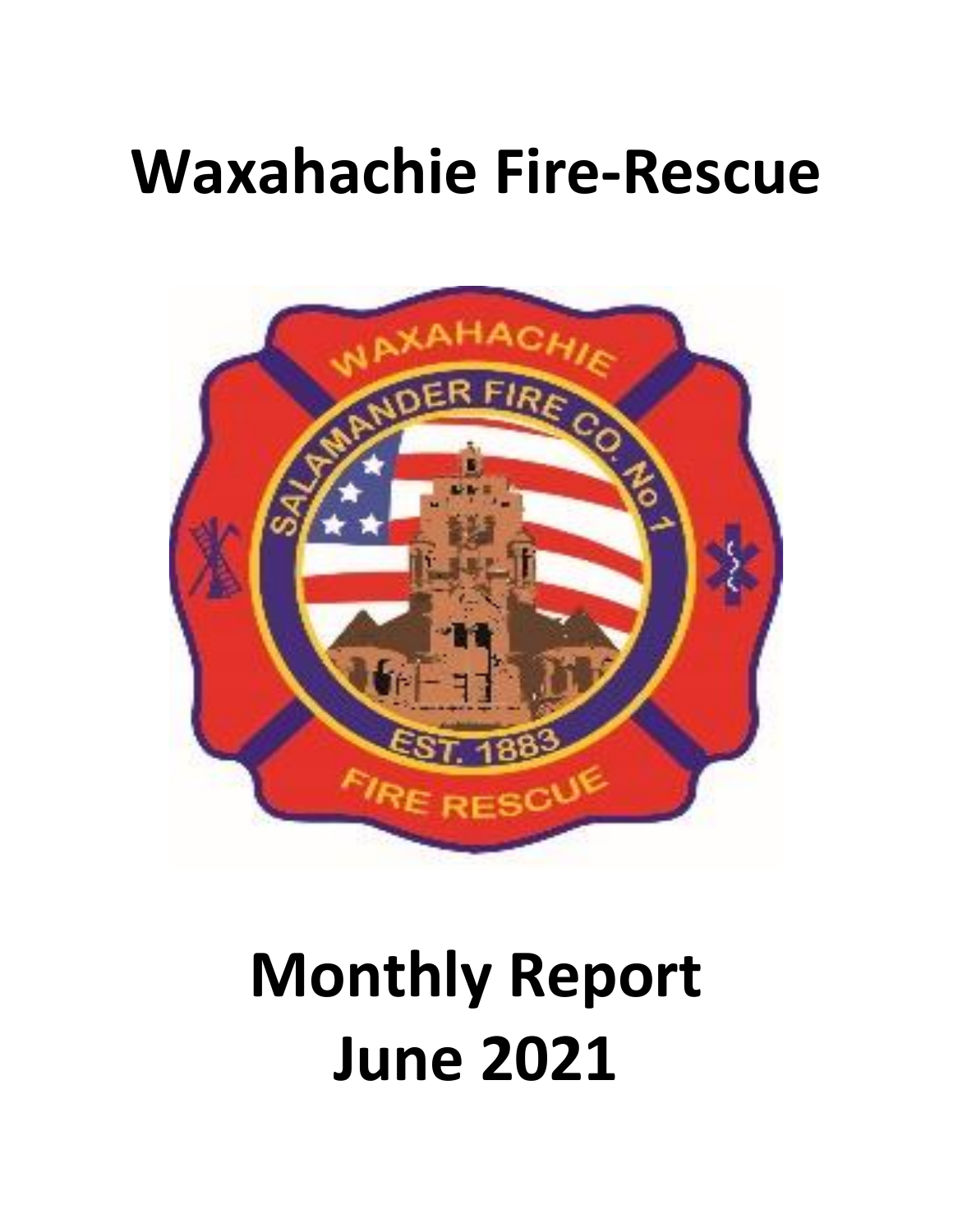# Waxahachie Fire-Rescue

# Monthly Report
# June 2021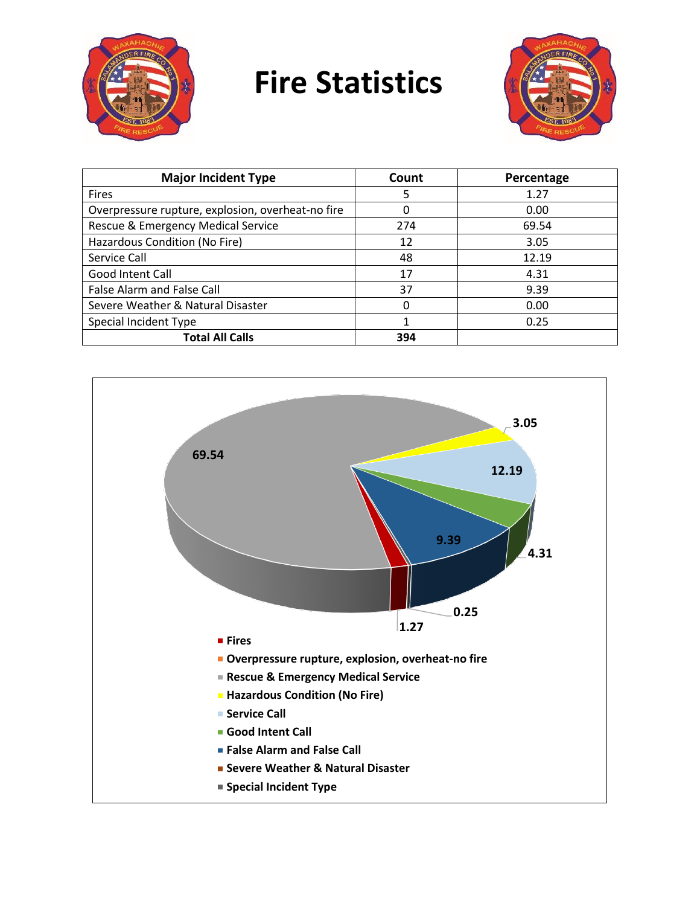# Fire Statistics

| Major Incident Type | Count | Percentage |
|---|---|---|
| Fires | 5 | 1.27 |
| Overpressure rupture, explosion, overheat-no fire | 0 | 0.00 |
| Rescue & Emergency Medical Service | 274 | 69.54 |
| Hazardous Condition (No Fire) | 12 | 3.05 |
| Service Call | 48 | 12.19 |
| Good Intent Call | 17 | 4.31 |
| False Alarm and False Call | 37 | 9.39 |
| Severe Weather & Natural Disaster | 0 | 0.00 |
| Special Incident Type | 1 | 0.25 |
| **Total All Calls** | **394** | |

69.54

3.05

12.19

9.39

4.31

0.25

1.27

- Fires
- Overpressure rupture, explosion, overheat-no fire
- Rescue & Emergency Medical Service
- Hazardous Condition (No Fire)
- Service Call
- Good Intent Call
- False Alarm and False Call
- Severe Weather & Natural Disaster
- Special Incident Type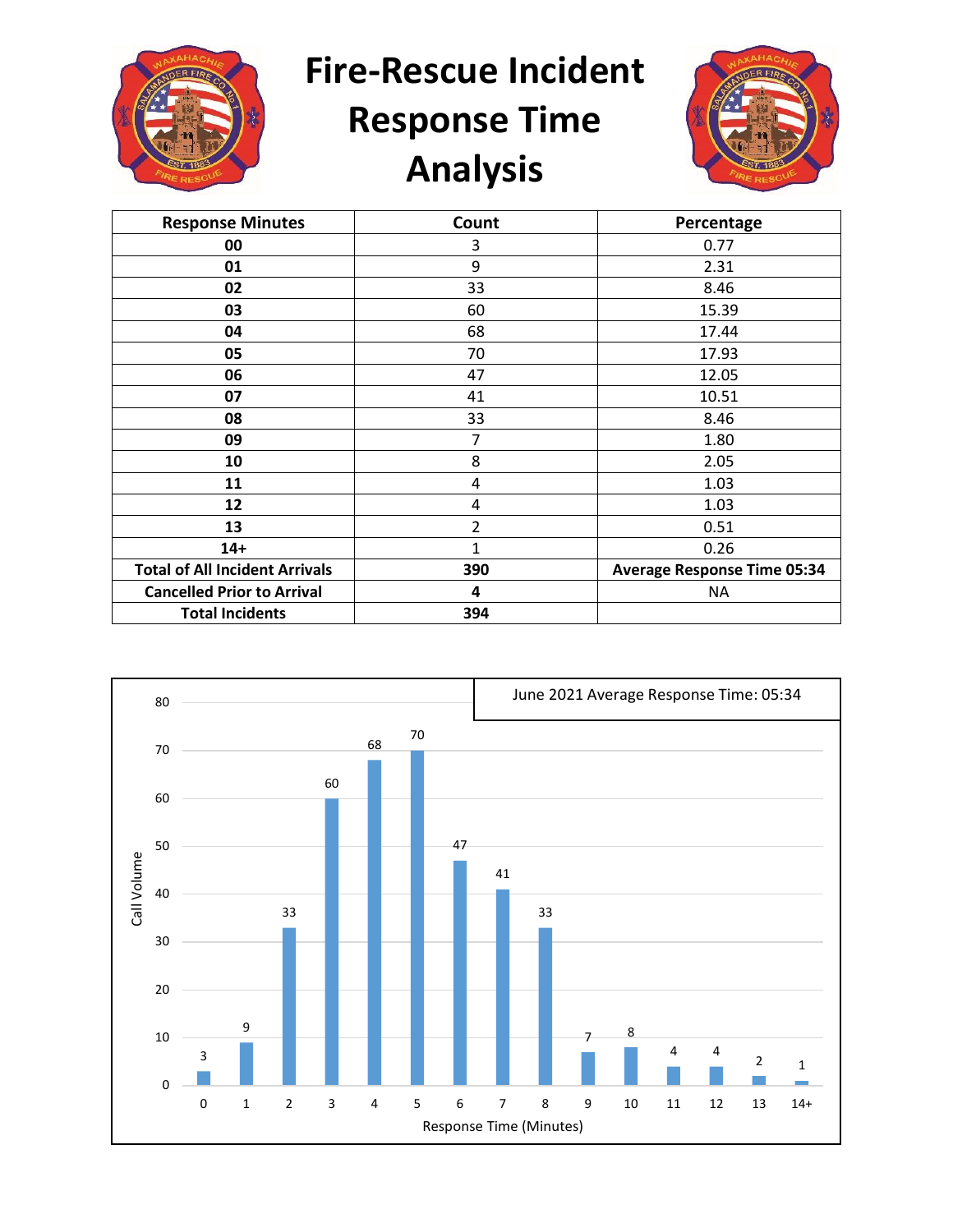# Fire-Rescue Incident Response Time Analysis

| Response Minutes | Count | Percentage |
|---|---|---|
| 00 | 3 | 0.77 |
| 01 | 9 | 2.31 |
| 02 | 33 | 8.46 |
| 03 | 60 | 15.39 |
| 04 | 68 | 17.44 |
| 05 | 70 | 17.93 |
| 06 | 47 | 12.05 |
| 07 | 41 | 10.51 |
| 08 | 33 | 8.46 |
| 09 | 7 | 1.80 |
| 10 | 8 | 2.05 |
| 11 | 4 | 1.03 |
| 12 | 4 | 1.03 |
| 13 | 2 | 0.51 |
| 14+ | 1 | 0.26 |
| **Total of All Incident Arrivals** | **390** | **Average Response Time 05:34** |
| **Cancelled Prior to Arrival** | **4** | NA |
| **Total Incidents** | **394** | |

June 2021 Average Response Time: 05:34

| Response Time (Minutes) | Call Volume |
|---|---|
| 0 | 3 |
| 1 | 9 |
| 2 | 33 |
| 3 | 60 |
| 4 | 68 |
| 5 | 70 |
| 6 | 47 |
| 7 | 41 |
| 8 | 33 |
| 9 | 7 |
| 10 | 8 |
| 11 | 4 |
| 12 | 4 |
| 13 | 2 |
| 14+ | 1 |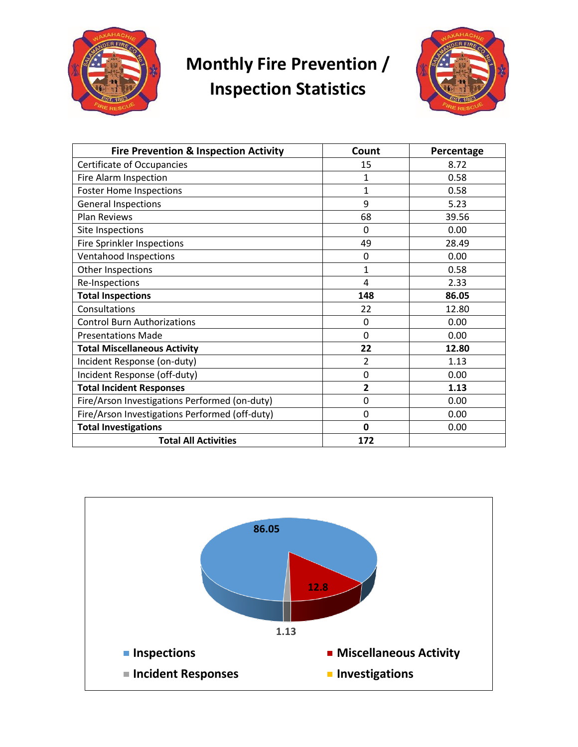# Monthly Fire Prevention / Inspection Statistics

| Fire Prevention & Inspection Activity | Count | Percentage |
|---|---|---|
| Certificate of Occupancies | 15 | 8.72 |
| Fire Alarm Inspection | 1 | 0.58 |
| Foster Home Inspections | 1 | 0.58 |
| General Inspections | 9 | 5.23 |
| Plan Reviews | 68 | 39.56 |
| Site Inspections | 0 | 0.00 |
| Fire Sprinkler Inspections | 49 | 28.49 |
| Ventahood Inspections | 0 | 0.00 |
| Other Inspections | 1 | 0.58 |
| Re-Inspections | 4 | 2.33 |
| **Total Inspections** | **148** | **86.05** |
| Consultations | 22 | 12.80 |
| Control Burn Authorizations | 0 | 0.00 |
| Presentations Made | 0 | 0.00 |
| **Total Miscellaneous Activity** | **22** | **12.80** |
| Incident Response (on-duty) | 2 | 1.13 |
| Incident Response (off-duty) | 0 | 0.00 |
| **Total Incident Responses** | **2** | **1.13** |
| Fire/Arson Investigations Performed (on-duty) | 0 | 0.00 |
| Fire/Arson Investigations Performed (off-duty) | 0 | 0.00 |
| **Total Investigations** | **0** | 0.00 |
| **Total All Activities** | **172** | |

86.05

12.8

1.13

- Inspections
- Miscellaneous Activity
- Incident Responses
- Investigations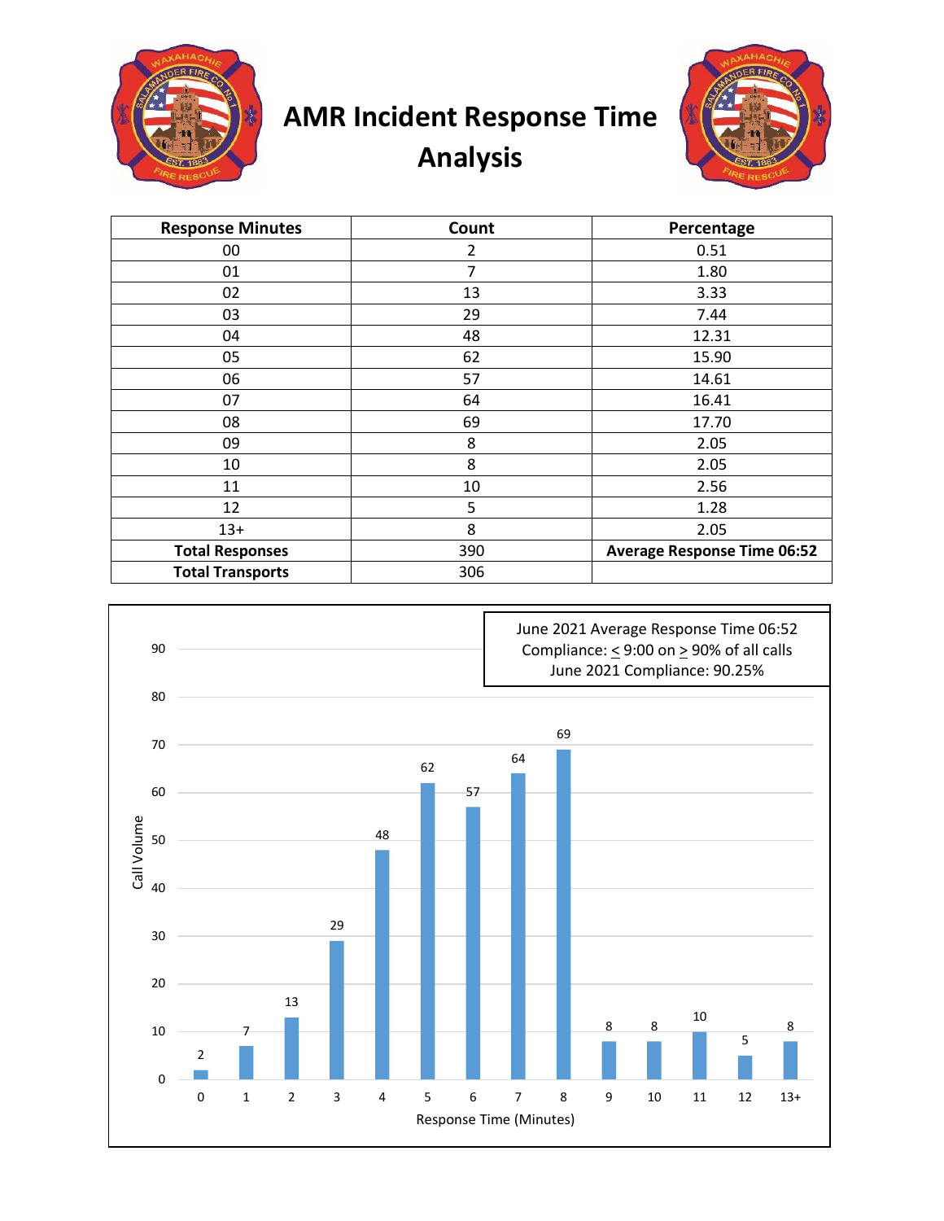# AMR Incident Response Time Analysis

| Response Minutes | Count | Percentage |
|---|---|---|
| 00 | 2 | 0.51 |
| 01 | 7 | 1.80 |
| 02 | 13 | 3.33 |
| 03 | 29 | 7.44 |
| 04 | 48 | 12.31 |
| 05 | 62 | 15.90 |
| 06 | 57 | 14.61 |
| 07 | 64 | 16.41 |
| 08 | 69 | 17.70 |
| 09 | 8 | 2.05 |
| 10 | 8 | 2.05 |
| 11 | 10 | 2.56 |
| 12 | 5 | 1.28 |
| 13+ | 8 | 2.05 |
| **Total Responses** | 390 | **Average Response Time 06:52** |
| **Total Transports** | 306 | |

June 2021 Average Response Time 06:52
Compliance: ≤ 9:00 on ≥ 90% of all calls
June 2021 Compliance: 90.25%

Call Volume

90
80
70
60
50
40
30
20
10
0

2 7 13 29 48 62 57 64 69 8 8 10 5 8

0 1 2 3 4 5 6 7 8 9 10 11 12 13+

Response Time (Minutes)